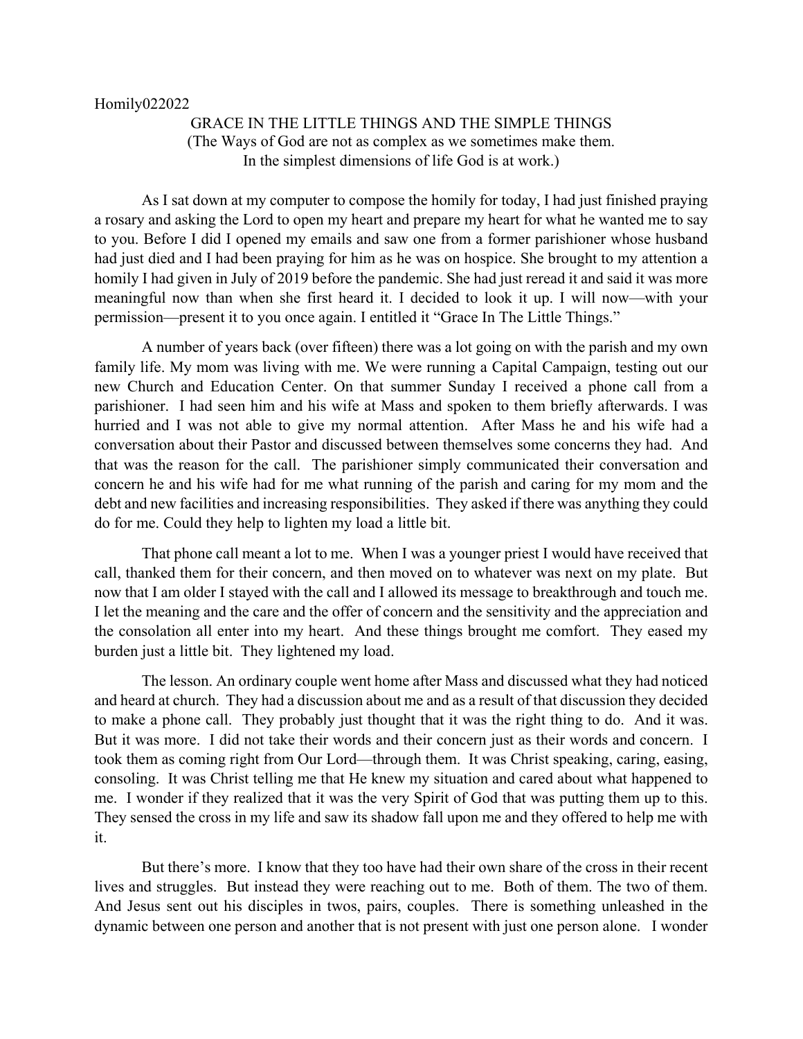Homily022022

# GRACE IN THE LITTLE THINGS AND THE SIMPLE THINGS

(The Ways of God are not as complex as we sometimes make them.
In the simplest dimensions of life God is at work.)

As I sat down at my computer to compose the homily for today, I had just finished praying a rosary and asking the Lord to open my heart and prepare my heart for what he wanted me to say to you. Before I did I opened my emails and saw one from a former parishioner whose husband had just died and I had been praying for him as he was on hospice. She brought to my attention a homily I had given in July of 2019 before the pandemic. She had just reread it and said it was more meaningful now than when she first heard it. I decided to look it up. I will now—with your permission—present it to you once again. I entitled it "Grace In The Little Things."

A number of years back (over fifteen) there was a lot going on with the parish and my own family life. My mom was living with me. We were running a Capital Campaign, testing out our new Church and Education Center. On that summer Sunday I received a phone call from a parishioner. I had seen him and his wife at Mass and spoken to them briefly afterwards. I was hurried and I was not able to give my normal attention. After Mass he and his wife had a conversation about their Pastor and discussed between themselves some concerns they had. And that was the reason for the call. The parishioner simply communicated their conversation and concern he and his wife had for me what running of the parish and caring for my mom and the debt and new facilities and increasing responsibilities. They asked if there was anything they could do for me. Could they help to lighten my load a little bit.

That phone call meant a lot to me. When I was a younger priest I would have received that call, thanked them for their concern, and then moved on to whatever was next on my plate. But now that I am older I stayed with the call and I allowed its message to breakthrough and touch me. I let the meaning and the care and the offer of concern and the sensitivity and the appreciation and the consolation all enter into my heart. And these things brought me comfort. They eased my burden just a little bit. They lightened my load.

The lesson. An ordinary couple went home after Mass and discussed what they had noticed and heard at church. They had a discussion about me and as a result of that discussion they decided to make a phone call. They probably just thought that it was the right thing to do. And it was. But it was more. I did not take their words and their concern just as their words and concern. I took them as coming right from Our Lord—through them. It was Christ speaking, caring, easing, consoling. It was Christ telling me that He knew my situation and cared about what happened to me. I wonder if they realized that it was the very Spirit of God that was putting them up to this. They sensed the cross in my life and saw its shadow fall upon me and they offered to help me with it.

But there's more. I know that they too have had their own share of the cross in their recent lives and struggles. But instead they were reaching out to me. Both of them. The two of them. And Jesus sent out his disciples in twos, pairs, couples. There is something unleashed in the dynamic between one person and another that is not present with just one person alone. I wonder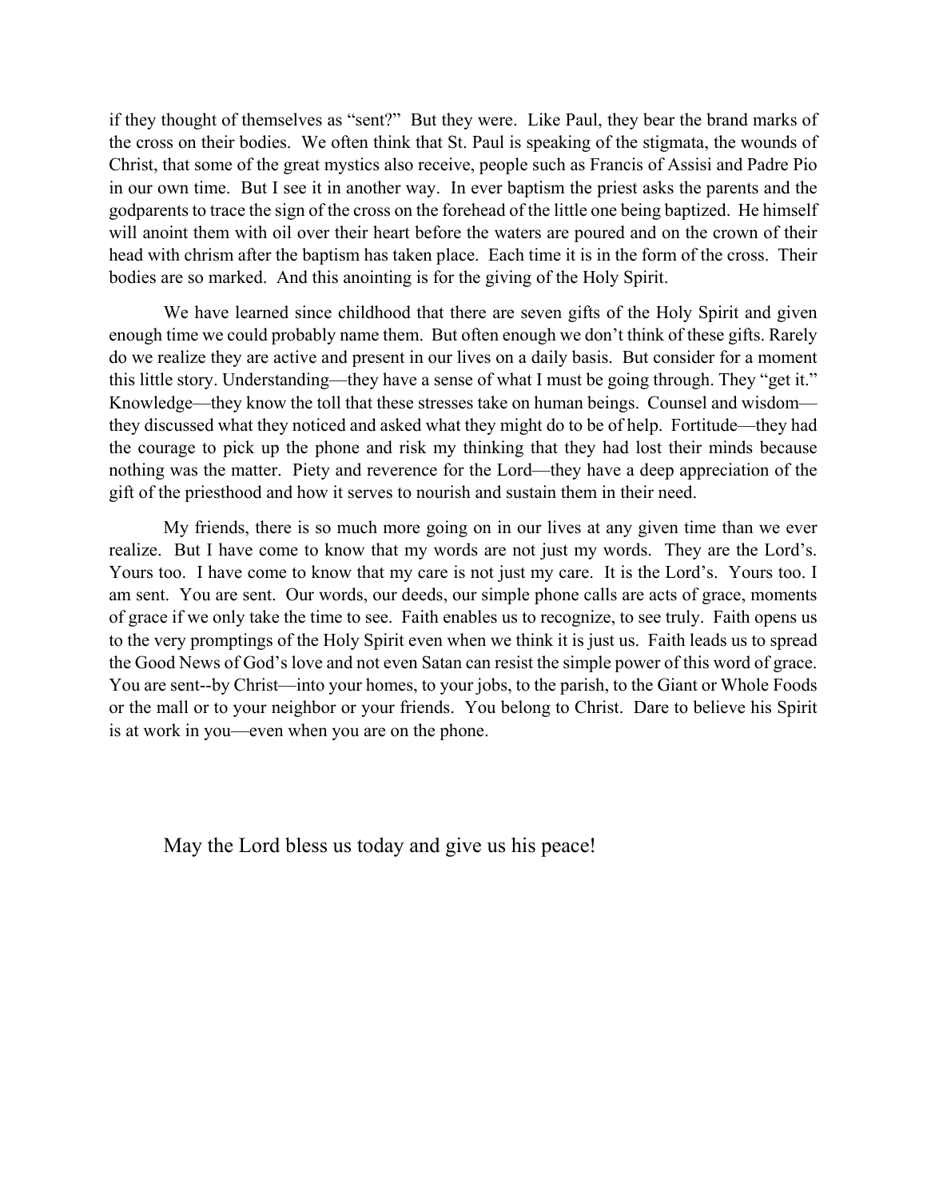if they thought of themselves as "sent?" But they were. Like Paul, they bear the brand marks of the cross on their bodies. We often think that St. Paul is speaking of the stigmata, the wounds of Christ, that some of the great mystics also receive, people such as Francis of Assisi and Padre Pio in our own time. But I see it in another way. In ever baptism the priest asks the parents and the godparents to trace the sign of the cross on the forehead of the little one being baptized. He himself will anoint them with oil over their heart before the waters are poured and on the crown of their head with chrism after the baptism has taken place. Each time it is in the form of the cross. Their bodies are so marked. And this anointing is for the giving of the Holy Spirit.

We have learned since childhood that there are seven gifts of the Holy Spirit and given enough time we could probably name them. But often enough we don't think of these gifts. Rarely do we realize they are active and present in our lives on a daily basis. But consider for a moment this little story. Understanding—they have a sense of what I must be going through. They "get it." Knowledge—they know the toll that these stresses take on human beings. Counsel and wisdom—they discussed what they noticed and asked what they might do to be of help. Fortitude—they had the courage to pick up the phone and risk my thinking that they had lost their minds because nothing was the matter. Piety and reverence for the Lord—they have a deep appreciation of the gift of the priesthood and how it serves to nourish and sustain them in their need.

My friends, there is so much more going on in our lives at any given time than we ever realize. But I have come to know that my words are not just my words. They are the Lord's. Yours too. I have come to know that my care is not just my care. It is the Lord's. Yours too. I am sent. You are sent. Our words, our deeds, our simple phone calls are acts of grace, moments of grace if we only take the time to see. Faith enables us to recognize, to see truly. Faith opens us to the very promptings of the Holy Spirit even when we think it is just us. Faith leads us to spread the Good News of God's love and not even Satan can resist the simple power of this word of grace. You are sent--by Christ—into your homes, to your jobs, to the parish, to the Giant or Whole Foods or the mall or to your neighbor or your friends. You belong to Christ. Dare to believe his Spirit is at work in you—even when you are on the phone.

May the Lord bless us today and give us his peace!